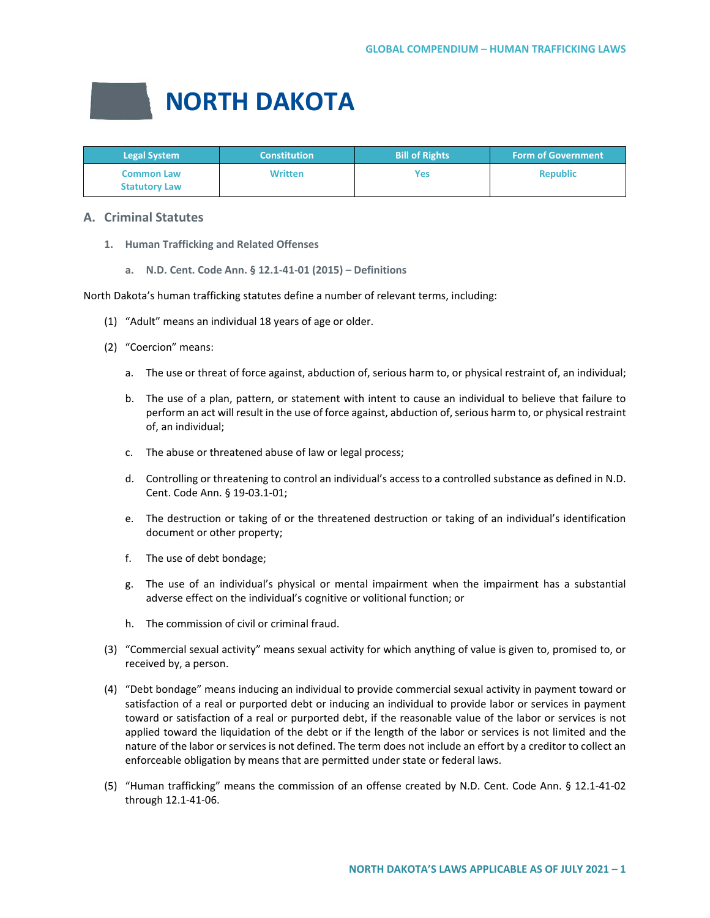# NORTH DAKOTA

| Legal System | Constitution | Bill of Rights | Form of Government |
| --- | --- | --- | --- |
| Common Law<br>Statutory Law | Written | Yes | Republic |

## A. Criminal Statutes

### 1. Human Trafficking and Related Offenses

#### a. N.D. Cent. Code Ann. § 12.1-41-01 (2015) – Definitions

North Dakota's human trafficking statutes define a number of relevant terms, including:

(1) "Adult" means an individual 18 years of age or older.

(2) "Coercion" means:

a. The use or threat of force against, abduction of, serious harm to, or physical restraint of, an individual;

b. The use of a plan, pattern, or statement with intent to cause an individual to believe that failure to perform an act will result in the use of force against, abduction of, serious harm to, or physical restraint of, an individual;

c. The abuse or threatened abuse of law or legal process;

d. Controlling or threatening to control an individual's access to a controlled substance as defined in N.D. Cent. Code Ann. § 19-03.1-01;

e. The destruction or taking of or the threatened destruction or taking of an individual's identification document or other property;

f. The use of debt bondage;

g. The use of an individual's physical or mental impairment when the impairment has a substantial adverse effect on the individual's cognitive or volitional function; or

h. The commission of civil or criminal fraud.

(3) "Commercial sexual activity" means sexual activity for which anything of value is given to, promised to, or received by, a person.

(4) "Debt bondage" means inducing an individual to provide commercial sexual activity in payment toward or satisfaction of a real or purported debt or inducing an individual to provide labor or services in payment toward or satisfaction of a real or purported debt, if the reasonable value of the labor or services is not applied toward the liquidation of the debt or if the length of the labor or services is not limited and the nature of the labor or services is not defined. The term does not include an effort by a creditor to collect an enforceable obligation by means that are permitted under state or federal laws.

(5) "Human trafficking" means the commission of an offense created by N.D. Cent. Code Ann. § 12.1-41-02 through 12.1-41-06.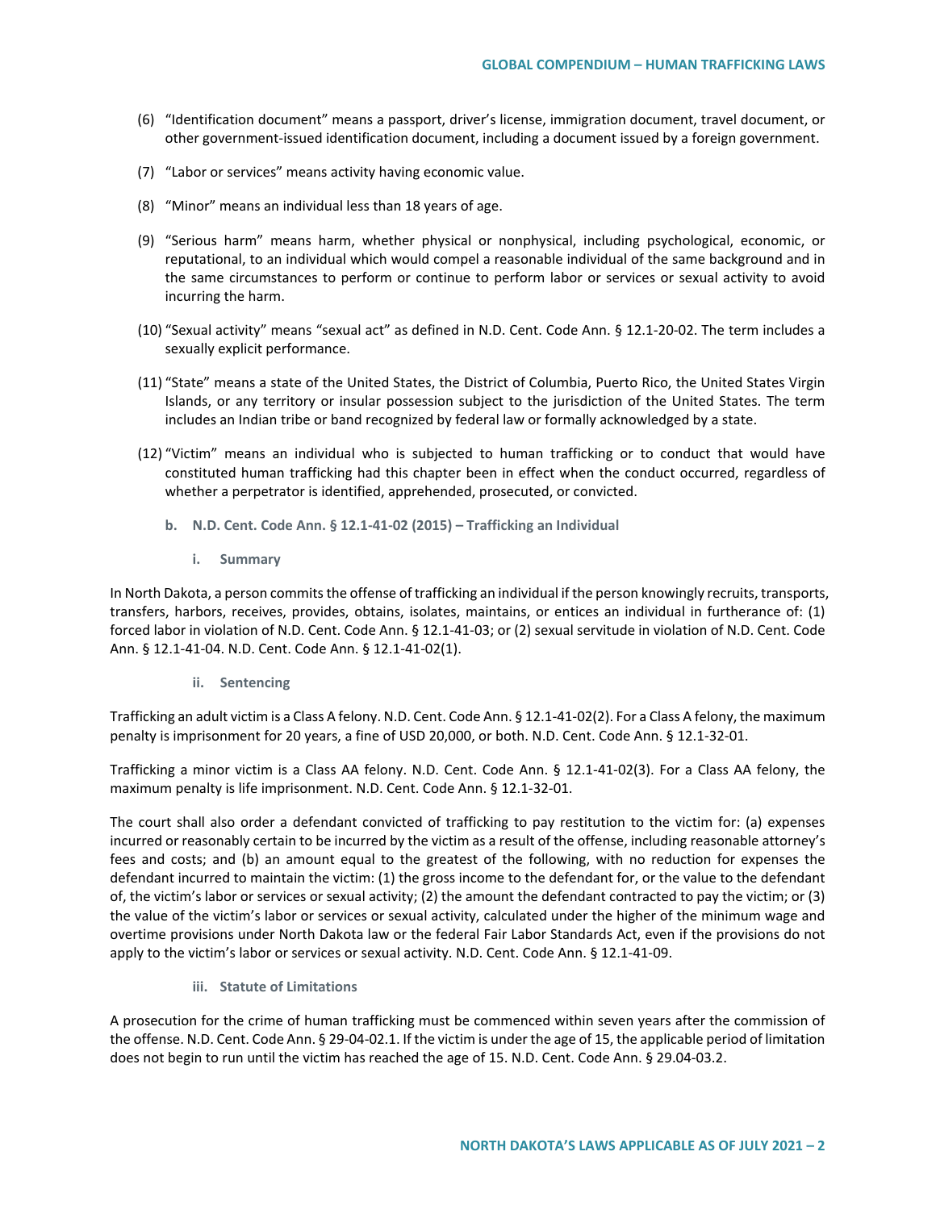(6) "Identification document" means a passport, driver's license, immigration document, travel document, or other government-issued identification document, including a document issued by a foreign government.

(7) "Labor or services" means activity having economic value.

(8) "Minor" means an individual less than 18 years of age.

(9) "Serious harm" means harm, whether physical or nonphysical, including psychological, economic, or reputational, to an individual which would compel a reasonable individual of the same background and in the same circumstances to perform or continue to perform labor or services or sexual activity to avoid incurring the harm.

(10) "Sexual activity" means "sexual act" as defined in N.D. Cent. Code Ann. § 12.1-20-02. The term includes a sexually explicit performance.

(11) "State" means a state of the United States, the District of Columbia, Puerto Rico, the United States Virgin Islands, or any territory or insular possession subject to the jurisdiction of the United States. The term includes an Indian tribe or band recognized by federal law or formally acknowledged by a state.

(12) "Victim" means an individual who is subjected to human trafficking or to conduct that would have constituted human trafficking had this chapter been in effect when the conduct occurred, regardless of whether a perpetrator is identified, apprehended, prosecuted, or convicted.

### b. N.D. Cent. Code Ann. § 12.1-41-02 (2015) – Trafficking an Individual

#### i. Summary

In North Dakota, a person commits the offense of trafficking an individual if the person knowingly recruits, transports, transfers, harbors, receives, provides, obtains, isolates, maintains, or entices an individual in furtherance of: (1) forced labor in violation of N.D. Cent. Code Ann. § 12.1-41-03; or (2) sexual servitude in violation of N.D. Cent. Code Ann. § 12.1-41-04. N.D. Cent. Code Ann. § 12.1-41-02(1).

#### ii. Sentencing

Trafficking an adult victim is a Class A felony. N.D. Cent. Code Ann. § 12.1-41-02(2). For a Class A felony, the maximum penalty is imprisonment for 20 years, a fine of USD 20,000, or both. N.D. Cent. Code Ann. § 12.1-32-01.

Trafficking a minor victim is a Class AA felony. N.D. Cent. Code Ann. § 12.1-41-02(3). For a Class AA felony, the maximum penalty is life imprisonment. N.D. Cent. Code Ann. § 12.1-32-01.

The court shall also order a defendant convicted of trafficking to pay restitution to the victim for: (a) expenses incurred or reasonably certain to be incurred by the victim as a result of the offense, including reasonable attorney's fees and costs; and (b) an amount equal to the greatest of the following, with no reduction for expenses the defendant incurred to maintain the victim: (1) the gross income to the defendant for, or the value to the defendant of, the victim's labor or services or sexual activity; (2) the amount the defendant contracted to pay the victim; or (3) the value of the victim's labor or services or sexual activity, calculated under the higher of the minimum wage and overtime provisions under North Dakota law or the federal Fair Labor Standards Act, even if the provisions do not apply to the victim's labor or services or sexual activity. N.D. Cent. Code Ann. § 12.1-41-09.

#### iii. Statute of Limitations

A prosecution for the crime of human trafficking must be commenced within seven years after the commission of the offense. N.D. Cent. Code Ann. § 29-04-02.1. If the victim is under the age of 15, the applicable period of limitation does not begin to run until the victim has reached the age of 15. N.D. Cent. Code Ann. § 29.04-03.2.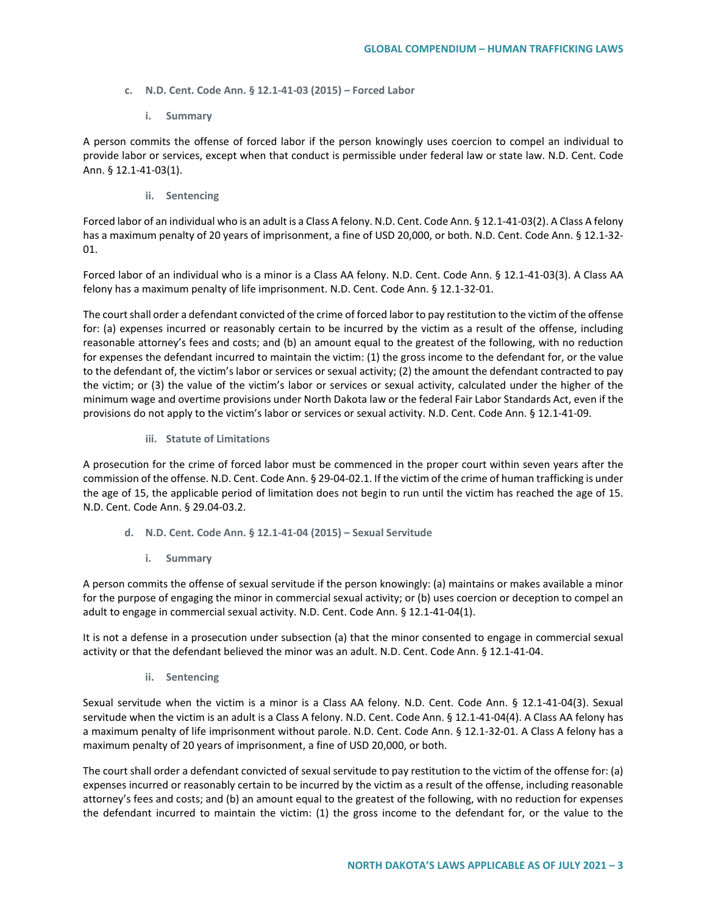#### c. N.D. Cent. Code Ann. § 12.1-41-03 (2015) – Forced Labor

##### i. Summary

A person commits the offense of forced labor if the person knowingly uses coercion to compel an individual to provide labor or services, except when that conduct is permissible under federal law or state law. N.D. Cent. Code Ann. § 12.1-41-03(1).

##### ii. Sentencing

Forced labor of an individual who is an adult is a Class A felony. N.D. Cent. Code Ann. § 12.1-41-03(2). A Class A felony has a maximum penalty of 20 years of imprisonment, a fine of USD 20,000, or both. N.D. Cent. Code Ann. § 12.1-32-01.

Forced labor of an individual who is a minor is a Class AA felony. N.D. Cent. Code Ann. § 12.1-41-03(3). A Class AA felony has a maximum penalty of life imprisonment. N.D. Cent. Code Ann. § 12.1-32-01.

The court shall order a defendant convicted of the crime of forced labor to pay restitution to the victim of the offense for: (a) expenses incurred or reasonably certain to be incurred by the victim as a result of the offense, including reasonable attorney's fees and costs; and (b) an amount equal to the greatest of the following, with no reduction for expenses the defendant incurred to maintain the victim: (1) the gross income to the defendant for, or the value to the defendant of, the victim's labor or services or sexual activity; (2) the amount the defendant contracted to pay the victim; or (3) the value of the victim's labor or services or sexual activity, calculated under the higher of the minimum wage and overtime provisions under North Dakota law or the federal Fair Labor Standards Act, even if the provisions do not apply to the victim's labor or services or sexual activity. N.D. Cent. Code Ann. § 12.1-41-09.

##### iii. Statute of Limitations

A prosecution for the crime of forced labor must be commenced in the proper court within seven years after the commission of the offense. N.D. Cent. Code Ann. § 29-04-02.1. If the victim of the crime of human trafficking is under the age of 15, the applicable period of limitation does not begin to run until the victim has reached the age of 15. N.D. Cent. Code Ann. § 29.04-03.2.

#### d. N.D. Cent. Code Ann. § 12.1-41-04 (2015) – Sexual Servitude

##### i. Summary

A person commits the offense of sexual servitude if the person knowingly: (a) maintains or makes available a minor for the purpose of engaging the minor in commercial sexual activity; or (b) uses coercion or deception to compel an adult to engage in commercial sexual activity. N.D. Cent. Code Ann. § 12.1-41-04(1).

It is not a defense in a prosecution under subsection (a) that the minor consented to engage in commercial sexual activity or that the defendant believed the minor was an adult. N.D. Cent. Code Ann. § 12.1-41-04.

##### ii. Sentencing

Sexual servitude when the victim is a minor is a Class AA felony. N.D. Cent. Code Ann. § 12.1-41-04(3). Sexual servitude when the victim is an adult is a Class A felony. N.D. Cent. Code Ann. § 12.1-41-04(4). A Class AA felony has a maximum penalty of life imprisonment without parole. N.D. Cent. Code Ann. § 12.1-32-01. A Class A felony has a maximum penalty of 20 years of imprisonment, a fine of USD 20,000, or both.

The court shall order a defendant convicted of sexual servitude to pay restitution to the victim of the offense for: (a) expenses incurred or reasonably certain to be incurred by the victim as a result of the offense, including reasonable attorney's fees and costs; and (b) an amount equal to the greatest of the following, with no reduction for expenses the defendant incurred to maintain the victim: (1) the gross income to the defendant for, or the value to the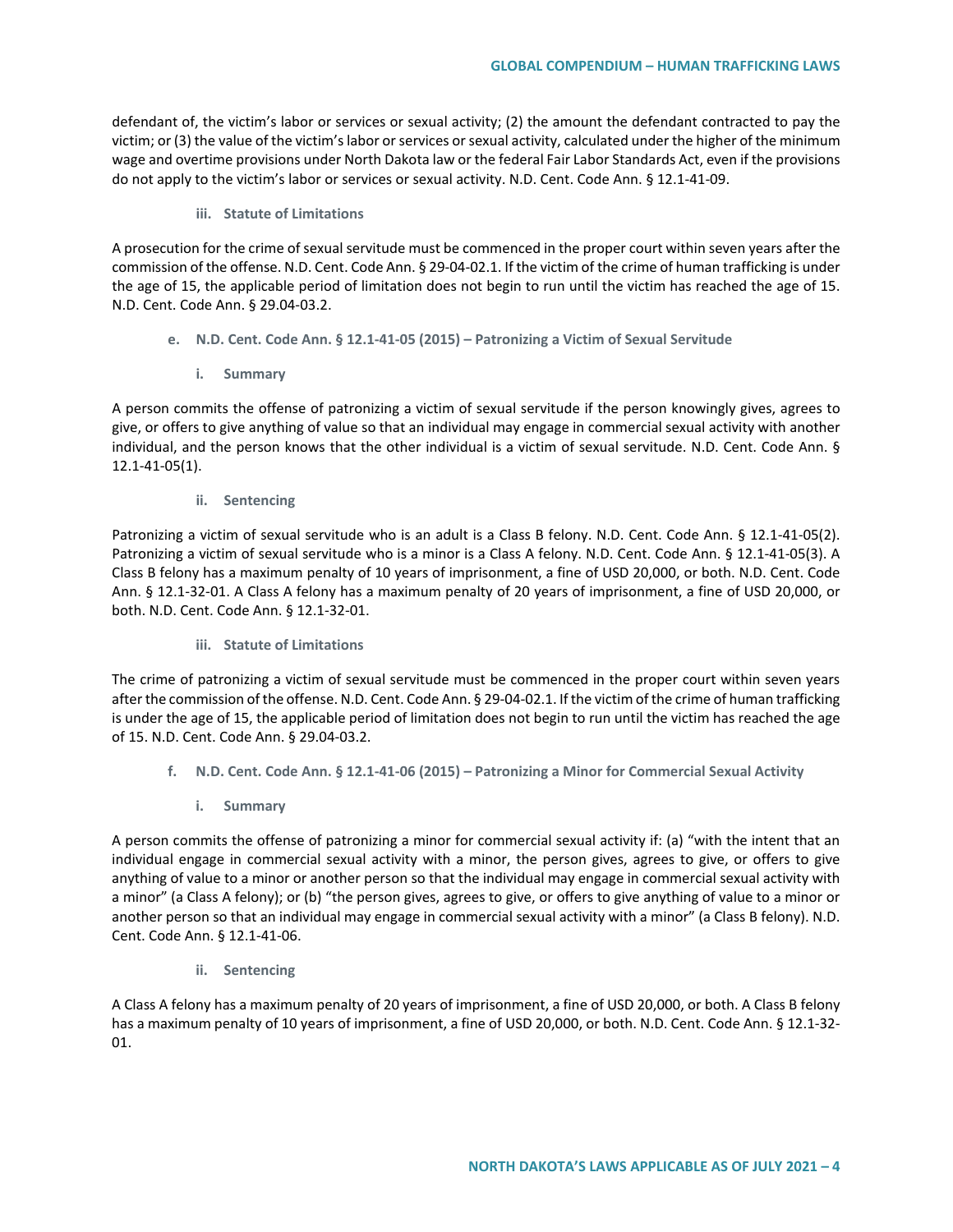defendant of, the victim's labor or services or sexual activity; (2) the amount the defendant contracted to pay the victim; or (3) the value of the victim's labor or services or sexual activity, calculated under the higher of the minimum wage and overtime provisions under North Dakota law or the federal Fair Labor Standards Act, even if the provisions do not apply to the victim's labor or services or sexual activity. N.D. Cent. Code Ann. § 12.1-41-09.

##### iii. Statute of Limitations

A prosecution for the crime of sexual servitude must be commenced in the proper court within seven years after the commission of the offense. N.D. Cent. Code Ann. § 29-04-02.1. If the victim of the crime of human trafficking is under the age of 15, the applicable period of limitation does not begin to run until the victim has reached the age of 15. N.D. Cent. Code Ann. § 29.04-03.2.

#### e. N.D. Cent. Code Ann. § 12.1-41-05 (2015) – Patronizing a Victim of Sexual Servitude

##### i. Summary

A person commits the offense of patronizing a victim of sexual servitude if the person knowingly gives, agrees to give, or offers to give anything of value so that an individual may engage in commercial sexual activity with another individual, and the person knows that the other individual is a victim of sexual servitude. N.D. Cent. Code Ann. § 12.1-41-05(1).

##### ii. Sentencing

Patronizing a victim of sexual servitude who is an adult is a Class B felony. N.D. Cent. Code Ann. § 12.1-41-05(2). Patronizing a victim of sexual servitude who is a minor is a Class A felony. N.D. Cent. Code Ann. § 12.1-41-05(3). A Class B felony has a maximum penalty of 10 years of imprisonment, a fine of USD 20,000, or both. N.D. Cent. Code Ann. § 12.1-32-01. A Class A felony has a maximum penalty of 20 years of imprisonment, a fine of USD 20,000, or both. N.D. Cent. Code Ann. § 12.1-32-01.

##### iii. Statute of Limitations

The crime of patronizing a victim of sexual servitude must be commenced in the proper court within seven years after the commission of the offense. N.D. Cent. Code Ann. § 29-04-02.1. If the victim of the crime of human trafficking is under the age of 15, the applicable period of limitation does not begin to run until the victim has reached the age of 15. N.D. Cent. Code Ann. § 29.04-03.2.

#### f. N.D. Cent. Code Ann. § 12.1-41-06 (2015) – Patronizing a Minor for Commercial Sexual Activity

##### i. Summary

A person commits the offense of patronizing a minor for commercial sexual activity if: (a) "with the intent that an individual engage in commercial sexual activity with a minor, the person gives, agrees to give, or offers to give anything of value to a minor or another person so that the individual may engage in commercial sexual activity with a minor" (a Class A felony); or (b) "the person gives, agrees to give, or offers to give anything of value to a minor or another person so that an individual may engage in commercial sexual activity with a minor" (a Class B felony). N.D. Cent. Code Ann. § 12.1-41-06.

##### ii. Sentencing

A Class A felony has a maximum penalty of 20 years of imprisonment, a fine of USD 20,000, or both. A Class B felony has a maximum penalty of 10 years of imprisonment, a fine of USD 20,000, or both. N.D. Cent. Code Ann. § 12.1-32-01.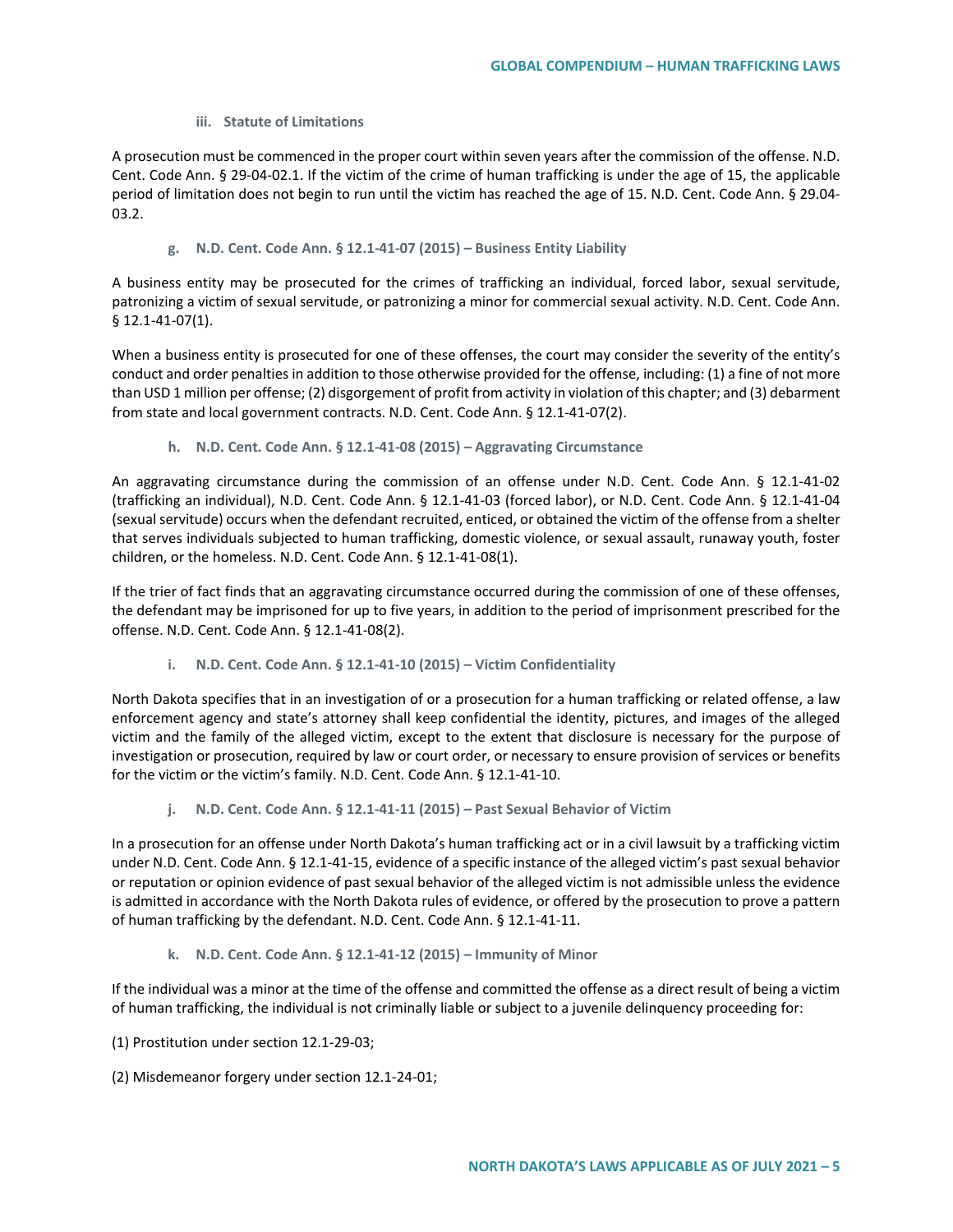#### iii. Statute of Limitations

A prosecution must be commenced in the proper court within seven years after the commission of the offense. N.D. Cent. Code Ann. § 29-04-02.1. If the victim of the crime of human trafficking is under the age of 15, the applicable period of limitation does not begin to run until the victim has reached the age of 15. N.D. Cent. Code Ann. § 29.04-03.2.

### g. N.D. Cent. Code Ann. § 12.1-41-07 (2015) – Business Entity Liability

A business entity may be prosecuted for the crimes of trafficking an individual, forced labor, sexual servitude, patronizing a victim of sexual servitude, or patronizing a minor for commercial sexual activity. N.D. Cent. Code Ann. § 12.1-41-07(1).

When a business entity is prosecuted for one of these offenses, the court may consider the severity of the entity's conduct and order penalties in addition to those otherwise provided for the offense, including: (1) a fine of not more than USD 1 million per offense; (2) disgorgement of profit from activity in violation of this chapter; and (3) debarment from state and local government contracts. N.D. Cent. Code Ann. § 12.1-41-07(2).

### h. N.D. Cent. Code Ann. § 12.1-41-08 (2015) – Aggravating Circumstance

An aggravating circumstance during the commission of an offense under N.D. Cent. Code Ann. § 12.1-41-02 (trafficking an individual), N.D. Cent. Code Ann. § 12.1-41-03 (forced labor), or N.D. Cent. Code Ann. § 12.1-41-04 (sexual servitude) occurs when the defendant recruited, enticed, or obtained the victim of the offense from a shelter that serves individuals subjected to human trafficking, domestic violence, or sexual assault, runaway youth, foster children, or the homeless. N.D. Cent. Code Ann. § 12.1-41-08(1).

If the trier of fact finds that an aggravating circumstance occurred during the commission of one of these offenses, the defendant may be imprisoned for up to five years, in addition to the period of imprisonment prescribed for the offense. N.D. Cent. Code Ann. § 12.1-41-08(2).

### i. N.D. Cent. Code Ann. § 12.1-41-10 (2015) – Victim Confidentiality

North Dakota specifies that in an investigation of or a prosecution for a human trafficking or related offense, a law enforcement agency and state's attorney shall keep confidential the identity, pictures, and images of the alleged victim and the family of the alleged victim, except to the extent that disclosure is necessary for the purpose of investigation or prosecution, required by law or court order, or necessary to ensure provision of services or benefits for the victim or the victim's family. N.D. Cent. Code Ann. § 12.1-41-10.

### j. N.D. Cent. Code Ann. § 12.1-41-11 (2015) – Past Sexual Behavior of Victim

In a prosecution for an offense under North Dakota's human trafficking act or in a civil lawsuit by a trafficking victim under N.D. Cent. Code Ann. § 12.1-41-15, evidence of a specific instance of the alleged victim's past sexual behavior or reputation or opinion evidence of past sexual behavior of the alleged victim is not admissible unless the evidence is admitted in accordance with the North Dakota rules of evidence, or offered by the prosecution to prove a pattern of human trafficking by the defendant. N.D. Cent. Code Ann. § 12.1-41-11.

### k. N.D. Cent. Code Ann. § 12.1-41-12 (2015) – Immunity of Minor

If the individual was a minor at the time of the offense and committed the offense as a direct result of being a victim of human trafficking, the individual is not criminally liable or subject to a juvenile delinquency proceeding for:

(1) Prostitution under section 12.1-29-03;

(2) Misdemeanor forgery under section 12.1-24-01;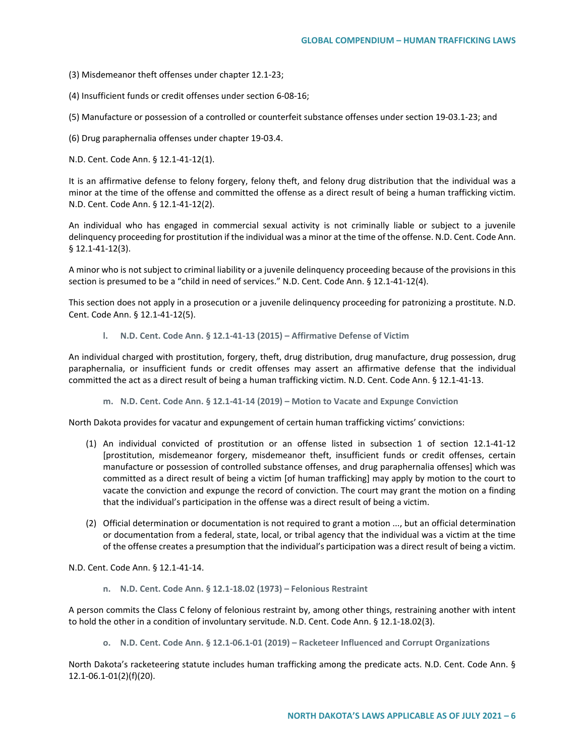(3) Misdemeanor theft offenses under chapter 12.1-23;

(4) Insufficient funds or credit offenses under section 6-08-16;

(5) Manufacture or possession of a controlled or counterfeit substance offenses under section 19-03.1-23; and

(6) Drug paraphernalia offenses under chapter 19-03.4.

N.D. Cent. Code Ann. § 12.1-41-12(1).

It is an affirmative defense to felony forgery, felony theft, and felony drug distribution that the individual was a minor at the time of the offense and committed the offense as a direct result of being a human trafficking victim. N.D. Cent. Code Ann. § 12.1-41-12(2).

An individual who has engaged in commercial sexual activity is not criminally liable or subject to a juvenile delinquency proceeding for prostitution if the individual was a minor at the time of the offense. N.D. Cent. Code Ann. § 12.1-41-12(3).

A minor who is not subject to criminal liability or a juvenile delinquency proceeding because of the provisions in this section is presumed to be a "child in need of services." N.D. Cent. Code Ann. § 12.1-41-12(4).

This section does not apply in a prosecution or a juvenile delinquency proceeding for patronizing a prostitute. N.D. Cent. Code Ann. § 12.1-41-12(5).

#### l. N.D. Cent. Code Ann. § 12.1-41-13 (2015) – Affirmative Defense of Victim

An individual charged with prostitution, forgery, theft, drug distribution, drug manufacture, drug possession, drug paraphernalia, or insufficient funds or credit offenses may assert an affirmative defense that the individual committed the act as a direct result of being a human trafficking victim. N.D. Cent. Code Ann. § 12.1-41-13.

#### m. N.D. Cent. Code Ann. § 12.1-41-14 (2019) – Motion to Vacate and Expunge Conviction

North Dakota provides for vacatur and expungement of certain human trafficking victims' convictions:

(1) An individual convicted of prostitution or an offense listed in subsection 1 of section 12.1-41-12 [prostitution, misdemeanor forgery, misdemeanor theft, insufficient funds or credit offenses, certain manufacture or possession of controlled substance offenses, and drug paraphernalia offenses] which was committed as a direct result of being a victim [of human trafficking] may apply by motion to the court to vacate the conviction and expunge the record of conviction. The court may grant the motion on a finding that the individual's participation in the offense was a direct result of being a victim.

(2) Official determination or documentation is not required to grant a motion ..., but an official determination or documentation from a federal, state, local, or tribal agency that the individual was a victim at the time of the offense creates a presumption that the individual's participation was a direct result of being a victim.

N.D. Cent. Code Ann. § 12.1-41-14.

#### n. N.D. Cent. Code Ann. § 12.1-18.02 (1973) – Felonious Restraint

A person commits the Class C felony of felonious restraint by, among other things, restraining another with intent to hold the other in a condition of involuntary servitude. N.D. Cent. Code Ann. § 12.1-18.02(3).

#### o. N.D. Cent. Code Ann. § 12.1-06.1-01 (2019) – Racketeer Influenced and Corrupt Organizations

North Dakota's racketeering statute includes human trafficking among the predicate acts. N.D. Cent. Code Ann. § 12.1-06.1-01(2)(f)(20).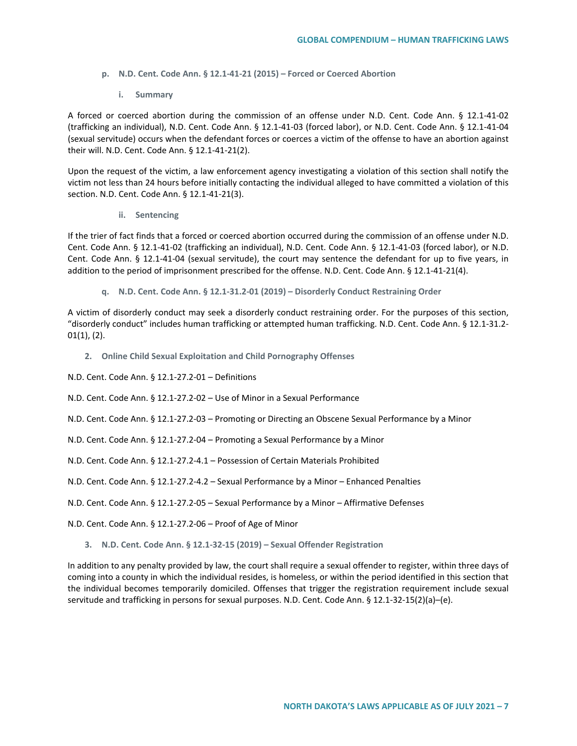#### p. N.D. Cent. Code Ann. § 12.1-41-21 (2015) – Forced or Coerced Abortion

##### i. Summary

A forced or coerced abortion during the commission of an offense under N.D. Cent. Code Ann. § 12.1-41-02 (trafficking an individual), N.D. Cent. Code Ann. § 12.1-41-03 (forced labor), or N.D. Cent. Code Ann. § 12.1-41-04 (sexual servitude) occurs when the defendant forces or coerces a victim of the offense to have an abortion against their will. N.D. Cent. Code Ann. § 12.1-41-21(2).

Upon the request of the victim, a law enforcement agency investigating a violation of this section shall notify the victim not less than 24 hours before initially contacting the individual alleged to have committed a violation of this section. N.D. Cent. Code Ann. § 12.1-41-21(3).

##### ii. Sentencing

If the trier of fact finds that a forced or coerced abortion occurred during the commission of an offense under N.D. Cent. Code Ann. § 12.1-41-02 (trafficking an individual), N.D. Cent. Code Ann. § 12.1-41-03 (forced labor), or N.D. Cent. Code Ann. § 12.1-41-04 (sexual servitude), the court may sentence the defendant for up to five years, in addition to the period of imprisonment prescribed for the offense. N.D. Cent. Code Ann. § 12.1-41-21(4).

#### q. N.D. Cent. Code Ann. § 12.1-31.2-01 (2019) – Disorderly Conduct Restraining Order

A victim of disorderly conduct may seek a disorderly conduct restraining order. For the purposes of this section, "disorderly conduct" includes human trafficking or attempted human trafficking. N.D. Cent. Code Ann. § 12.1-31.2-01(1), (2).

### 2. Online Child Sexual Exploitation and Child Pornography Offenses

N.D. Cent. Code Ann. § 12.1-27.2-01 – Definitions

N.D. Cent. Code Ann. § 12.1-27.2-02 – Use of Minor in a Sexual Performance

N.D. Cent. Code Ann. § 12.1-27.2-03 – Promoting or Directing an Obscene Sexual Performance by a Minor

N.D. Cent. Code Ann. § 12.1-27.2-04 – Promoting a Sexual Performance by a Minor

N.D. Cent. Code Ann. § 12.1-27.2-4.1 – Possession of Certain Materials Prohibited

N.D. Cent. Code Ann. § 12.1-27.2-4.2 – Sexual Performance by a Minor – Enhanced Penalties

N.D. Cent. Code Ann. § 12.1-27.2-05 – Sexual Performance by a Minor – Affirmative Defenses

N.D. Cent. Code Ann. § 12.1-27.2-06 – Proof of Age of Minor

### 3. N.D. Cent. Code Ann. § 12.1-32-15 (2019) – Sexual Offender Registration

In addition to any penalty provided by law, the court shall require a sexual offender to register, within three days of coming into a county in which the individual resides, is homeless, or within the period identified in this section that the individual becomes temporarily domiciled. Offenses that trigger the registration requirement include sexual servitude and trafficking in persons for sexual purposes. N.D. Cent. Code Ann. § 12.1-32-15(2)(a)–(e).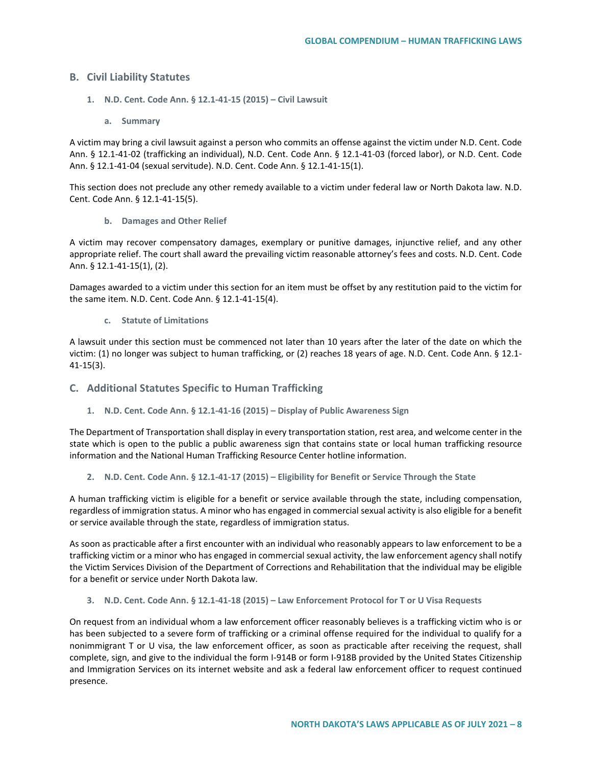## B. Civil Liability Statutes

### 1. N.D. Cent. Code Ann. § 12.1-41-15 (2015) – Civil Lawsuit

#### a. Summary

A victim may bring a civil lawsuit against a person who commits an offense against the victim under N.D. Cent. Code Ann. § 12.1-41-02 (trafficking an individual), N.D. Cent. Code Ann. § 12.1-41-03 (forced labor), or N.D. Cent. Code Ann. § 12.1-41-04 (sexual servitude). N.D. Cent. Code Ann. § 12.1-41-15(1).

This section does not preclude any other remedy available to a victim under federal law or North Dakota law. N.D. Cent. Code Ann. § 12.1-41-15(5).

#### b. Damages and Other Relief

A victim may recover compensatory damages, exemplary or punitive damages, injunctive relief, and any other appropriate relief. The court shall award the prevailing victim reasonable attorney's fees and costs. N.D. Cent. Code Ann. § 12.1-41-15(1), (2).

Damages awarded to a victim under this section for an item must be offset by any restitution paid to the victim for the same item. N.D. Cent. Code Ann. § 12.1-41-15(4).

#### c. Statute of Limitations

A lawsuit under this section must be commenced not later than 10 years after the later of the date on which the victim: (1) no longer was subject to human trafficking, or (2) reaches 18 years of age. N.D. Cent. Code Ann. § 12.1-41-15(3).

## C. Additional Statutes Specific to Human Trafficking

### 1. N.D. Cent. Code Ann. § 12.1-41-16 (2015) – Display of Public Awareness Sign

The Department of Transportation shall display in every transportation station, rest area, and welcome center in the state which is open to the public a public awareness sign that contains state or local human trafficking resource information and the National Human Trafficking Resource Center hotline information.

### 2. N.D. Cent. Code Ann. § 12.1-41-17 (2015) – Eligibility for Benefit or Service Through the State

A human trafficking victim is eligible for a benefit or service available through the state, including compensation, regardless of immigration status. A minor who has engaged in commercial sexual activity is also eligible for a benefit or service available through the state, regardless of immigration status.

As soon as practicable after a first encounter with an individual who reasonably appears to law enforcement to be a trafficking victim or a minor who has engaged in commercial sexual activity, the law enforcement agency shall notify the Victim Services Division of the Department of Corrections and Rehabilitation that the individual may be eligible for a benefit or service under North Dakota law.

### 3. N.D. Cent. Code Ann. § 12.1-41-18 (2015) – Law Enforcement Protocol for T or U Visa Requests

On request from an individual whom a law enforcement officer reasonably believes is a trafficking victim who is or has been subjected to a severe form of trafficking or a criminal offense required for the individual to qualify for a nonimmigrant T or U visa, the law enforcement officer, as soon as practicable after receiving the request, shall complete, sign, and give to the individual the form I-914B or form I-918B provided by the United States Citizenship and Immigration Services on its internet website and ask a federal law enforcement officer to request continued presence.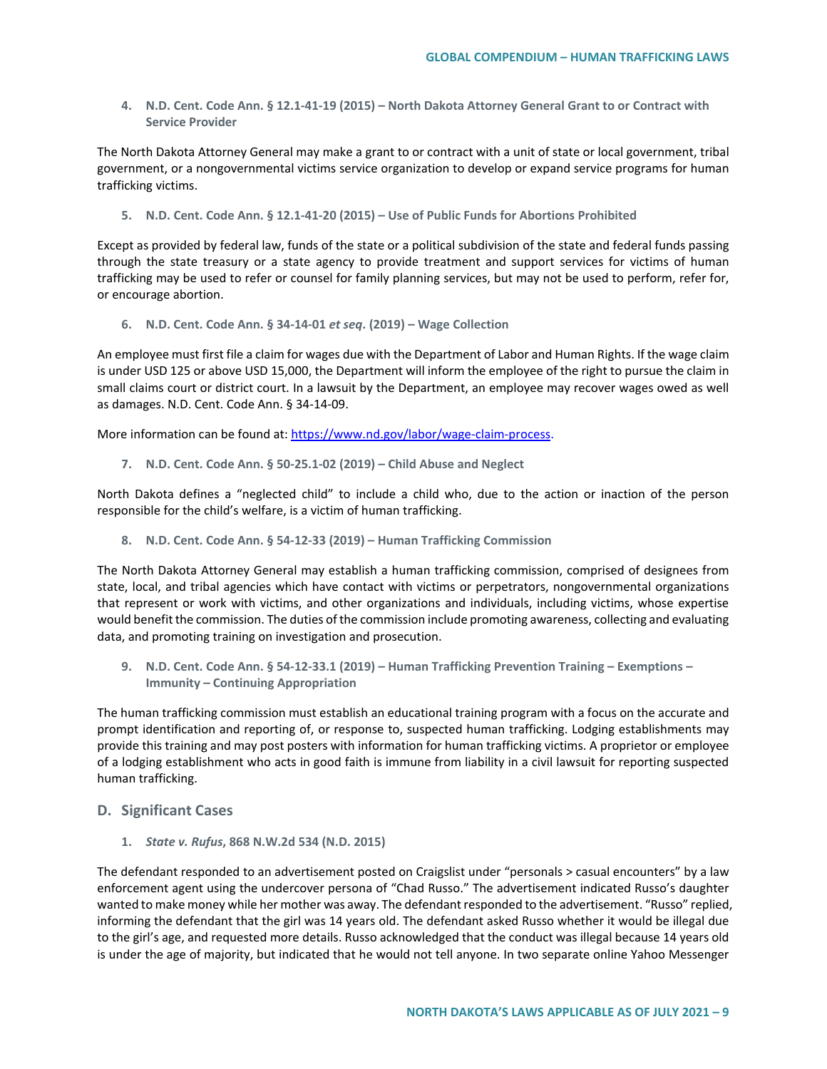4. **N.D. Cent. Code Ann. § 12.1-41-19 (2015) – North Dakota Attorney General Grant to or Contract with Service Provider**

The North Dakota Attorney General may make a grant to or contract with a unit of state or local government, tribal government, or a nongovernmental victims service organization to develop or expand service programs for human trafficking victims.

5. **N.D. Cent. Code Ann. § 12.1-41-20 (2015) – Use of Public Funds for Abortions Prohibited**

Except as provided by federal law, funds of the state or a political subdivision of the state and federal funds passing through the state treasury or a state agency to provide treatment and support services for victims of human trafficking may be used to refer or counsel for family planning services, but may not be used to perform, refer for, or encourage abortion.

6. **N.D. Cent. Code Ann. § 34-14-01 *et seq*. (2019) – Wage Collection**

An employee must first file a claim for wages due with the Department of Labor and Human Rights. If the wage claim is under USD 125 or above USD 15,000, the Department will inform the employee of the right to pursue the claim in small claims court or district court. In a lawsuit by the Department, an employee may recover wages owed as well as damages. N.D. Cent. Code Ann. § 34-14-09.

More information can be found at: [https://www.nd.gov/labor/wage-claim-process](https://www.nd.gov/labor/wage-claim-process).

7. **N.D. Cent. Code Ann. § 50-25.1-02 (2019) – Child Abuse and Neglect**

North Dakota defines a "neglected child" to include a child who, due to the action or inaction of the person responsible for the child's welfare, is a victim of human trafficking.

8. **N.D. Cent. Code Ann. § 54-12-33 (2019) – Human Trafficking Commission**

The North Dakota Attorney General may establish a human trafficking commission, comprised of designees from state, local, and tribal agencies which have contact with victims or perpetrators, nongovernmental organizations that represent or work with victims, and other organizations and individuals, including victims, whose expertise would benefit the commission. The duties of the commission include promoting awareness, collecting and evaluating data, and promoting training on investigation and prosecution.

9. **N.D. Cent. Code Ann. § 54-12-33.1 (2019) – Human Trafficking Prevention Training – Exemptions – Immunity – Continuing Appropriation**

The human trafficking commission must establish an educational training program with a focus on the accurate and prompt identification and reporting of, or response to, suspected human trafficking. Lodging establishments may provide this training and may post posters with information for human trafficking victims. A proprietor or employee of a lodging establishment who acts in good faith is immune from liability in a civil lawsuit for reporting suspected human trafficking.

## D. Significant Cases

1. ***State v. Rufus*, 868 N.W.2d 534 (N.D. 2015)**

The defendant responded to an advertisement posted on Craigslist under "personals > casual encounters" by a law enforcement agent using the undercover persona of "Chad Russo." The advertisement indicated Russo's daughter wanted to make money while her mother was away. The defendant responded to the advertisement. "Russo" replied, informing the defendant that the girl was 14 years old. The defendant asked Russo whether it would be illegal due to the girl's age, and requested more details. Russo acknowledged that the conduct was illegal because 14 years old is under the age of majority, but indicated that he would not tell anyone. In two separate online Yahoo Messenger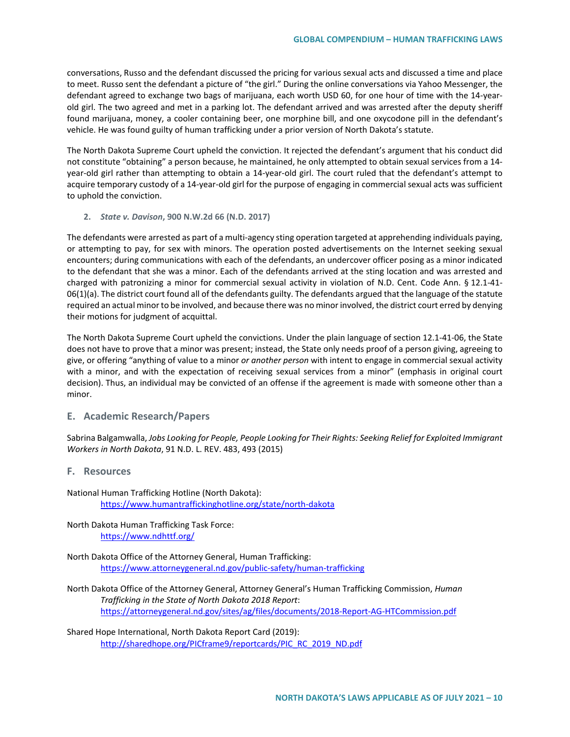conversations, Russo and the defendant discussed the pricing for various sexual acts and discussed a time and place to meet. Russo sent the defendant a picture of "the girl." During the online conversations via Yahoo Messenger, the defendant agreed to exchange two bags of marijuana, each worth USD 60, for one hour of time with the 14-year-old girl. The two agreed and met in a parking lot. The defendant arrived and was arrested after the deputy sheriff found marijuana, money, a cooler containing beer, one morphine bill, and one oxycodone pill in the defendant's vehicle. He was found guilty of human trafficking under a prior version of North Dakota's statute.

The North Dakota Supreme Court upheld the conviction. It rejected the defendant's argument that his conduct did not constitute "obtaining" a person because, he maintained, he only attempted to obtain sexual services from a 14-year-old girl rather than attempting to obtain a 14-year-old girl. The court ruled that the defendant's attempt to acquire temporary custody of a 14-year-old girl for the purpose of engaging in commercial sexual acts was sufficient to uphold the conviction.

**2. *State v. Davison*, 900 N.W.2d 66 (N.D. 2017)**

The defendants were arrested as part of a multi-agency sting operation targeted at apprehending individuals paying, or attempting to pay, for sex with minors. The operation posted advertisements on the Internet seeking sexual encounters; during communications with each of the defendants, an undercover officer posing as a minor indicated to the defendant that she was a minor. Each of the defendants arrived at the sting location and was arrested and charged with patronizing a minor for commercial sexual activity in violation of N.D. Cent. Code Ann. § 12.1-41-06(1)(a). The district court found all of the defendants guilty. The defendants argued that the language of the statute required an actual minor to be involved, and because there was no minor involved, the district court erred by denying their motions for judgment of acquittal.

The North Dakota Supreme Court upheld the convictions. Under the plain language of section 12.1-41-06, the State does not have to prove that a minor was present; instead, the State only needs proof of a person giving, agreeing to give, or offering "anything of value to a minor *or another person* with intent to engage in commercial sexual activity with a minor, and with the expectation of receiving sexual services from a minor" (emphasis in original court decision). Thus, an individual may be convicted of an offense if the agreement is made with someone other than a minor.

## E. Academic Research/Papers

Sabrina Balgamwalla, *Jobs Looking for People, People Looking for Their Rights: Seeking Relief for Exploited Immigrant Workers in North Dakota*, 91 N.D. L. REV. 483, 493 (2015)

## F. Resources

National Human Trafficking Hotline (North Dakota):
https://www.humantraffickinghotline.org/state/north-dakota

North Dakota Human Trafficking Task Force:
https://www.ndhttf.org/

North Dakota Office of the Attorney General, Human Trafficking:
https://www.attorneygeneral.nd.gov/public-safety/human-trafficking

North Dakota Office of the Attorney General, Attorney General's Human Trafficking Commission, *Human Trafficking in the State of North Dakota 2018 Report*:
https://attorneygeneral.nd.gov/sites/ag/files/documents/2018-Report-AG-HTCommission.pdf

Shared Hope International, North Dakota Report Card (2019):
http://sharedhope.org/PICframe9/reportcards/PIC_RC_2019_ND.pdf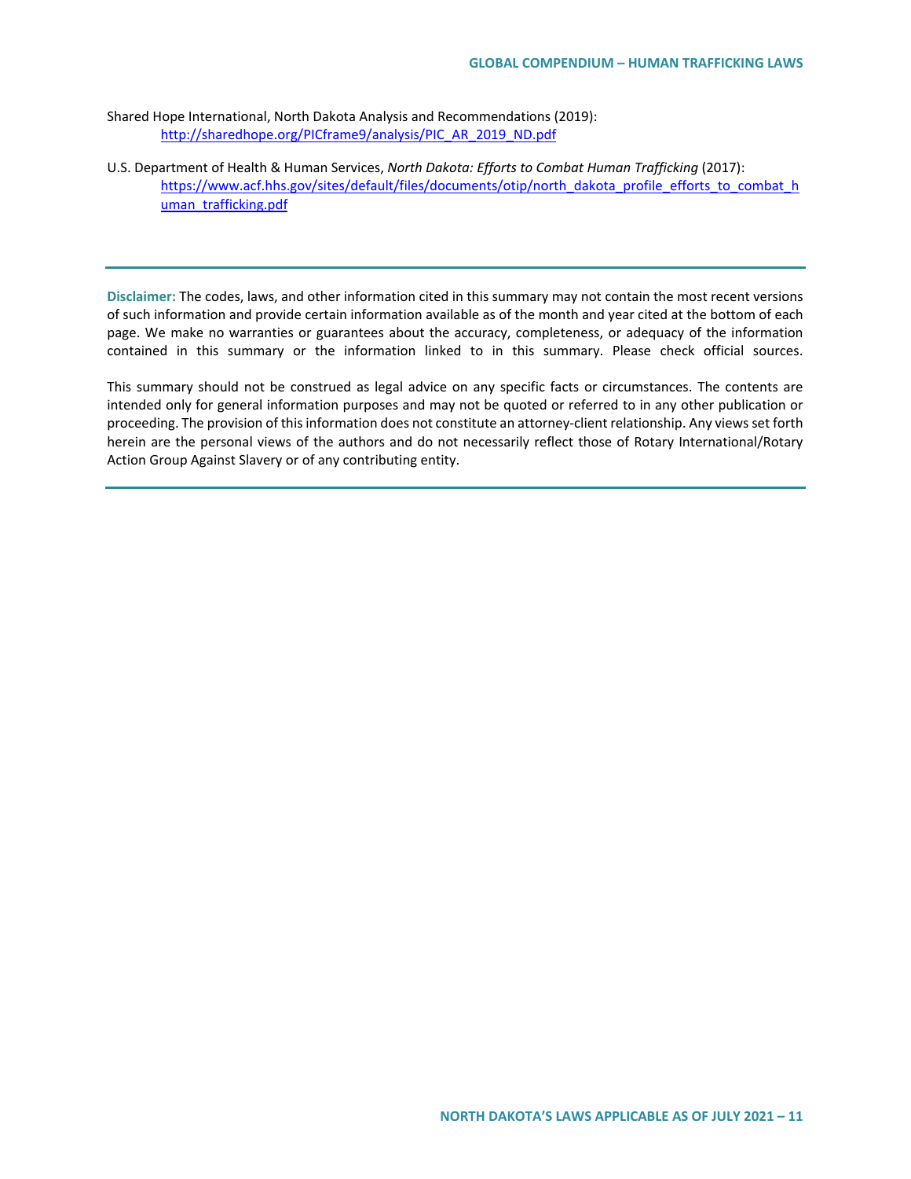Shared Hope International, North Dakota Analysis and Recommendations (2019):
http://sharedhope.org/PICframe9/analysis/PIC_AR_2019_ND.pdf

U.S. Department of Health & Human Services, *North Dakota: Efforts to Combat Human Trafficking* (2017):
https://www.acf.hhs.gov/sites/default/files/documents/otip/north_dakota_profile_efforts_to_combat_human_trafficking.pdf

---

**Disclaimer:** The codes, laws, and other information cited in this summary may not contain the most recent versions of such information and provide certain information available as of the month and year cited at the bottom of each page. We make no warranties or guarantees about the accuracy, completeness, or adequacy of the information contained in this summary or the information linked to in this summary. Please check official sources.

This summary should not be construed as legal advice on any specific facts or circumstances. The contents are intended only for general information purposes and may not be quoted or referred to in any other publication or proceeding. The provision of this information does not constitute an attorney-client relationship. Any views set forth herein are the personal views of the authors and do not necessarily reflect those of Rotary International/Rotary Action Group Against Slavery or of any contributing entity.

---